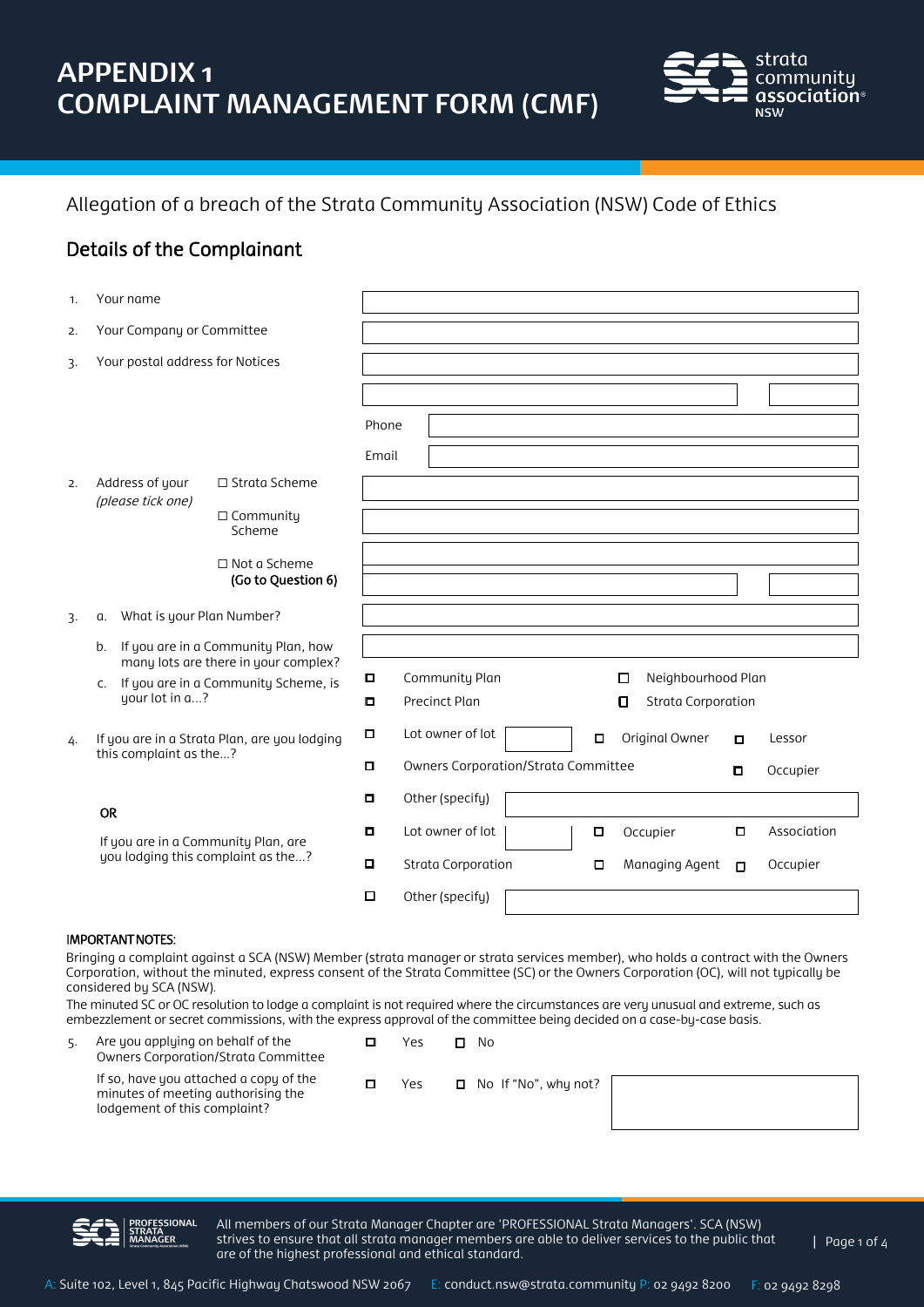# APPENDIX 1
# COMPLAINT MANAGEMENT FORM (CMF)

Allegation of a breach of the Strata Community Association (NSW) Code of Ethics

## Details of the Complainant

1. Your name

2. Your Company or Committee

3. Your postal address for Notices

Phone

Email

2. Address of your *(please tick one)*
   - ☐ Strata Scheme
   - ☐ Community Scheme
   - ☐ Not a Scheme **(Go to Question 6)**

3. a. What is your Plan Number?

   b. If you are in a Community Plan, how many lots are there in your complex?

   c. If you are in a Community Scheme, is your lot in a...?
   - ☐ Community Plan
   - ☐ Neighbourhood Plan
   - ☐ Precinct Plan
   - ☐ Strata Corporation

4. If you are in a Strata Plan, are you lodging this complaint as the...?
   - ☐ Lot owner of lot
   - ☐ Original Owner
   - ☐ Lessor
   - ☐ Owners Corporation/Strata Committee
   - ☐ Occupier
   - ☐ Other (specify)

   **OR**

   If you are in a Community Plan, are you lodging this complaint as the...?
   - ☐ Lot owner of lot
   - ☐ Occupier
   - ☐ Association
   - ☐ Strata Corporation
   - ☐ Managing Agent
   - ☐ Occupier
   - ☐ Other (specify)

**IMPORTANT NOTES:**

Bringing a complaint against a SCA (NSW) Member (strata manager or strata services member), who holds a contract with the Owners Corporation, without the minuted, express consent of the Strata Committee (SC) or the Owners Corporation (OC), will not typically be considered by SCA (NSW).

The minuted SC or OC resolution to lodge a complaint is not required where the circumstances are very unusual and extreme, such as embezzlement or secret commissions, with the express approval of the committee being decided on a case-by-case basis.

5. Are you applying on behalf of the Owners Corporation/Strata Committee
   - ☐ Yes ☐ No

   If so, have you attached a copy of the minutes of meeting authorising the lodgement of this complaint?
   - ☐ Yes ☐ No If "No", why not?

All members of our Strata Manager Chapter are 'PROFESSIONAL Strata Managers'. SCA (NSW) strives to ensure that all strata manager members are able to deliver services to the public that are of the highest professional and ethical standard.

A: Suite 102, Level 1, 845 Pacific Highway Chatswood NSW 2067 E: conduct.nsw@strata.community P: 02 9492 8200 F: 02 9492 8298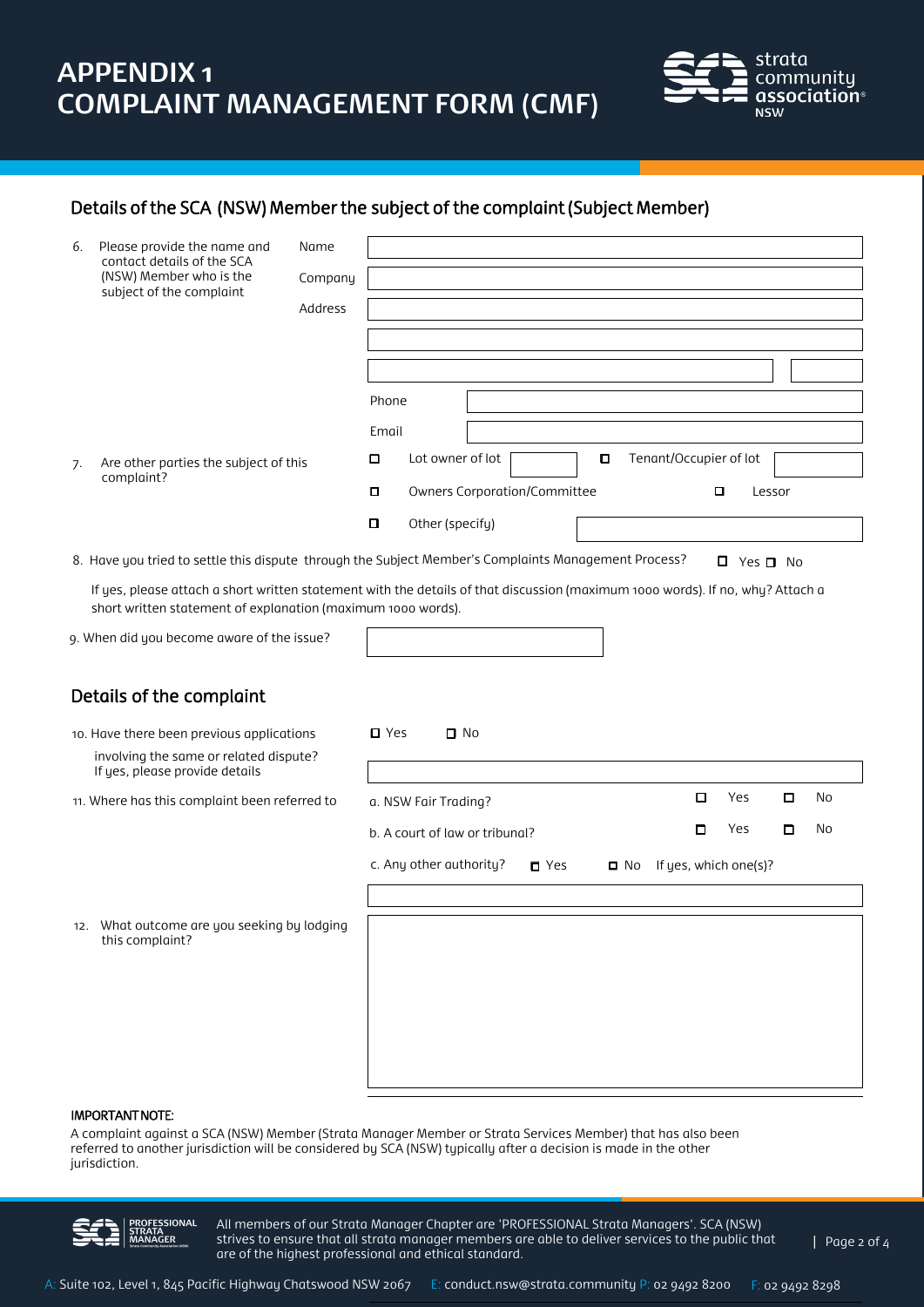# APPENDIX 1
# COMPLAINT MANAGEMENT FORM (CMF)

## Details of the SCA (NSW) Member the subject of the complaint (Subject Member)

6. Please provide the name and contact details of the SCA (NSW) Member who is the subject of the complaint

Name

Company

Address

Phone

Email

7. Are other parties the subject of this complaint?

☐ Lot owner of lot ☐ Tenant/Occupier of lot

☐ Owners Corporation/Committee ☐ Lessor

☐ Other (specify)

8. Have you tried to settle this dispute through the Subject Member's Complaints Management Process? ☐ Yes ☐ No

If yes, please attach a short written statement with the details of that discussion (maximum 1000 words). If no, why? Attach a short written statement of explanation (maximum 1000 words).

9. When did you become aware of the issue?

## Details of the complaint

10. Have there been previous applications involving the same or related dispute? If yes, please provide details ☐ Yes ☐ No

11. Where has this complaint been referred to

a. NSW Fair Trading? ☐ Yes ☐ No

b. A court of law or tribunal? ☐ Yes ☐ No

c. Any other authority? ☐ Yes ☐ No If yes, which one(s)?

12. What outcome are you seeking by lodging this complaint?

**IMPORTANT NOTE:**

A complaint against a SCA (NSW) Member (Strata Manager Member or Strata Services Member) that has also been referred to another jurisdiction will be considered by SCA (NSW) typically after a decision is made in the other jurisdiction.

All members of our Strata Manager Chapter are 'PROFESSIONAL Strata Managers'. SCA (NSW) strives to ensure that all strata manager members are able to deliver services to the public that are of the highest professional and ethical standard.

A: Suite 102, Level 1, 845 Pacific Highway Chatswood NSW 2067 E: conduct.nsw@strata.community P: 02 9492 8200 F: 02 9492 8298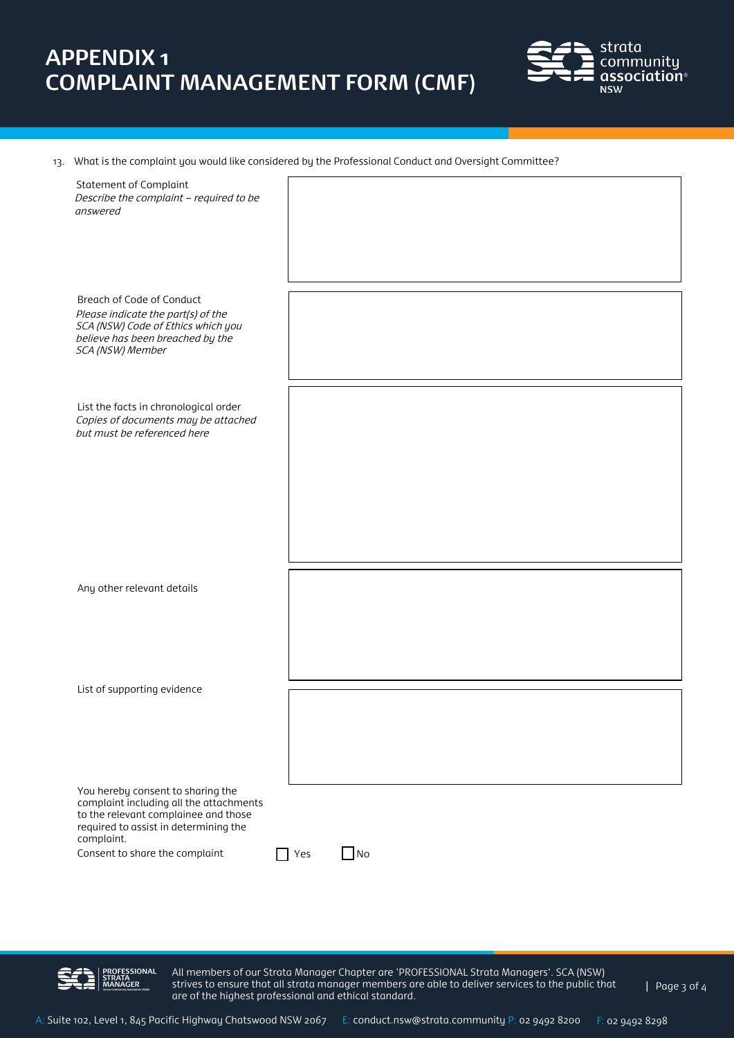# APPENDIX 1 COMPLAINT MANAGEMENT FORM (CMF)

13. What is the complaint you would like considered by the Professional Conduct and Oversight Committee?

| | |
|---|---|
| Statement of Complaint<br>*Describe the complaint – required to be answered* | |
| Breach of Code of Conduct<br>*Please indicate the part(s) of the SCA (NSW) Code of Ethics which you believe has been breached by the SCA (NSW) Member* | |
| List the facts in chronological order<br>*Copies of documents may be attached but must be referenced here* | |
| Any other relevant details | |
| List of supporting evidence | |

You hereby consent to sharing the complaint including all the attachments to the relevant complainee and those required to assist in determining the complaint.

Consent to share the complaint ☐ Yes ☐ No

All members of our Strata Manager Chapter are 'PROFESSIONAL Strata Managers'. SCA (NSW) strives to ensure that all strata manager members are able to deliver services to the public that are of the highest professional and ethical standard.

A: Suite 102, Level 1, 845 Pacific Highway Chatswood NSW 2067 E: conduct.nsw@strata.community P: 02 9492 8200 F: 02 9492 8298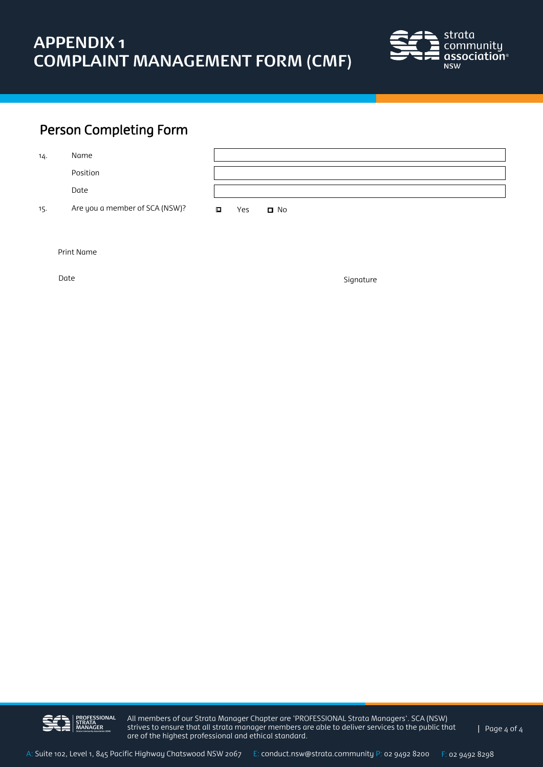# APPENDIX 1
# COMPLAINT MANAGEMENT FORM (CMF)

## Person Completing Form

| | | |
|---|---|---|
| 14. | Name | |
| | Position | |
| | Date | |
| 15. | Are you a member of SCA (NSW)? | ☐ Yes ☐ No |

Print Name

Date

Signature

All members of our Strata Manager Chapter are 'PROFESSIONAL Strata Managers'. SCA (NSW) strives to ensure that all strata manager members are able to deliver services to the public that are of the highest professional and ethical standard.

A: Suite 102, Level 1, 845 Pacific Highway Chatswood NSW 2067 E: conduct.nsw@strata.community P: 02 9492 8200 F: 02 9492 8298